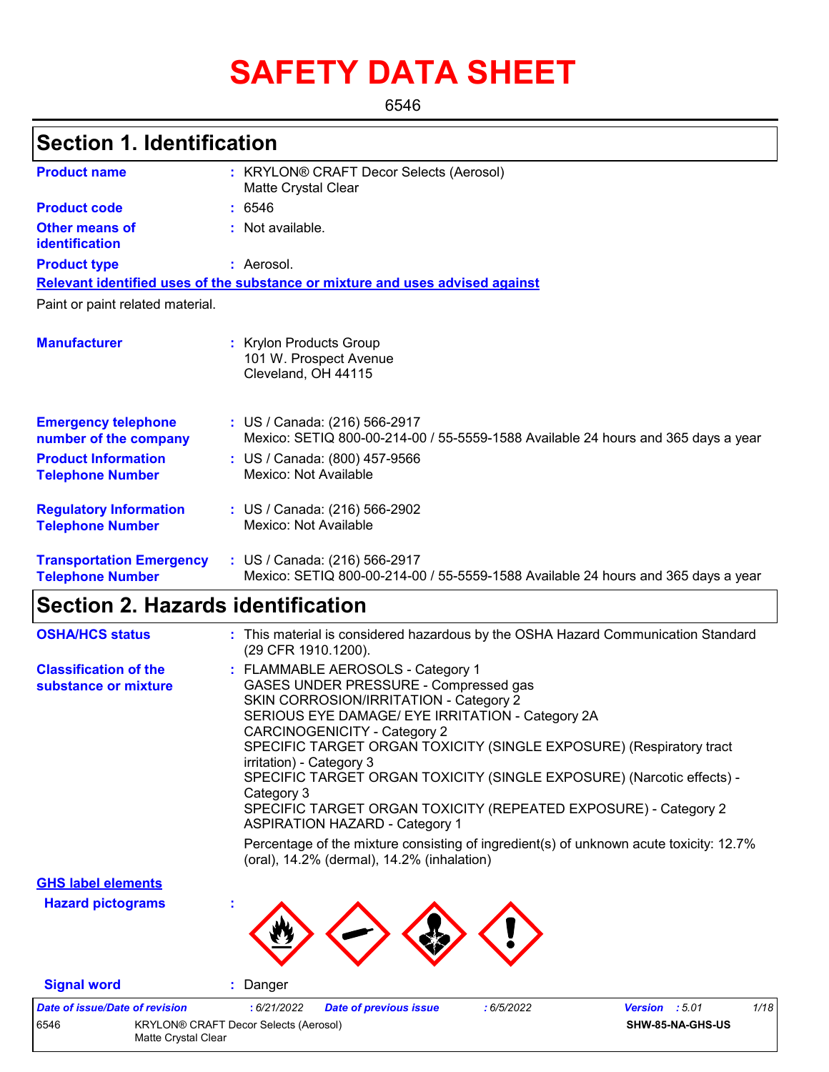# SAFETY DATA SHEET

6546

## Section 1. Identification

**Product name** : KRYLON® CRAFT Decor Selects (Aerosol)
Matte Crystal Clear

**Product code** : 6546

**Other means of identification** : Not available.

**Product type** : Aerosol.

**Relevant identified uses of the substance or mixture and uses advised against**

Paint or paint related material.

**Manufacturer** : Krylon Products Group
101 W. Prospect Avenue
Cleveland, OH 44115

**Emergency telephone number of the company** : US / Canada: (216) 566-2917
Mexico: SETIQ 800-00-214-00 / 55-5559-1588 Available 24 hours and 365 days a year

**Product Information Telephone Number** : US / Canada: (800) 457-9566
Mexico: Not Available

**Regulatory Information Telephone Number** : US / Canada: (216) 566-2902
Mexico: Not Available

**Transportation Emergency Telephone Number** : US / Canada: (216) 566-2917
Mexico: SETIQ 800-00-214-00 / 55-5559-1588 Available 24 hours and 365 days a year

## Section 2. Hazards identification

**OSHA/HCS status** : This material is considered hazardous by the OSHA Hazard Communication Standard (29 CFR 1910.1200).

**Classification of the substance or mixture** : FLAMMABLE AEROSOLS - Category 1
GASES UNDER PRESSURE - Compressed gas
SKIN CORROSION/IRRITATION - Category 2
SERIOUS EYE DAMAGE/ EYE IRRITATION - Category 2A
CARCINOGENICITY - Category 2
SPECIFIC TARGET ORGAN TOXICITY (SINGLE EXPOSURE) (Respiratory tract irritation) - Category 3
SPECIFIC TARGET ORGAN TOXICITY (SINGLE EXPOSURE) (Narcotic effects) - Category 3
SPECIFIC TARGET ORGAN TOXICITY (REPEATED EXPOSURE) - Category 2
ASPIRATION HAZARD - Category 1

Percentage of the mixture consisting of ingredient(s) of unknown acute toxicity: 12.7% (oral), 14.2% (dermal), 14.2% (inhalation)

**GHS label elements**

**Hazard pictograms** :

**Signal word** : Danger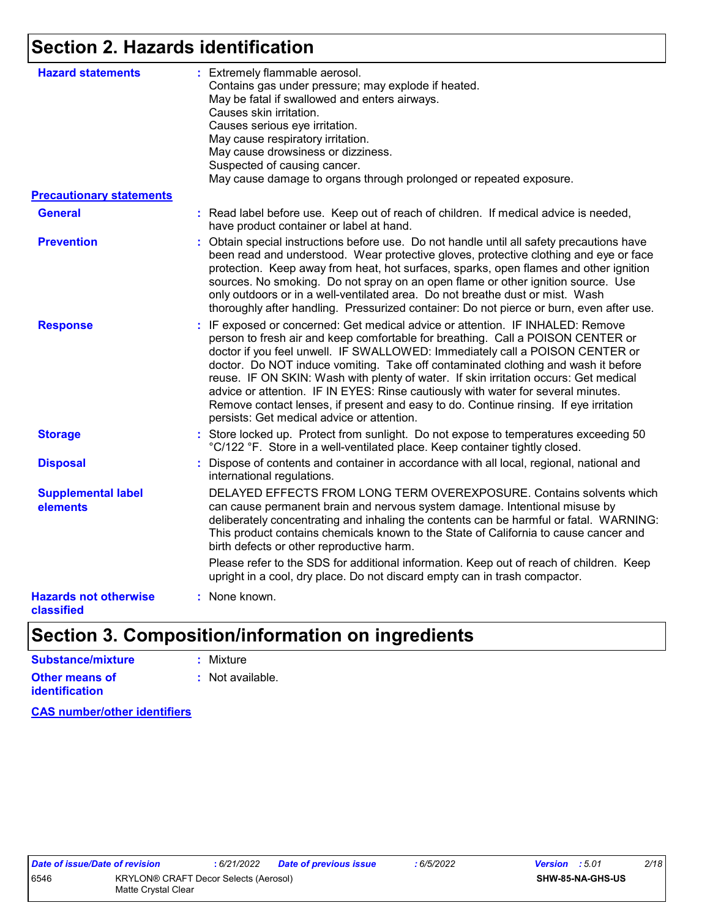## Section 2. Hazards identification

**Hazard statements** : Extremely flammable aerosol.
Contains gas under pressure; may explode if heated.
May be fatal if swallowed and enters airways.
Causes skin irritation.
Causes serious eye irritation.
May cause respiratory irritation.
May cause drowsiness or dizziness.
Suspected of causing cancer.
May cause damage to organs through prolonged or repeated exposure.

**Precautionary statements**

**General** : Read label before use. Keep out of reach of children. If medical advice is needed, have product container or label at hand.

**Prevention** : Obtain special instructions before use. Do not handle until all safety precautions have been read and understood. Wear protective gloves, protective clothing and eye or face protection. Keep away from heat, hot surfaces, sparks, open flames and other ignition sources. No smoking. Do not spray on an open flame or other ignition source. Use only outdoors or in a well-ventilated area. Do not breathe dust or mist. Wash thoroughly after handling. Pressurized container: Do not pierce or burn, even after use.

**Response** : IF exposed or concerned: Get medical advice or attention. IF INHALED: Remove person to fresh air and keep comfortable for breathing. Call a POISON CENTER or doctor if you feel unwell. IF SWALLOWED: Immediately call a POISON CENTER or doctor. Do NOT induce vomiting. Take off contaminated clothing and wash it before reuse. IF ON SKIN: Wash with plenty of water. If skin irritation occurs: Get medical advice or attention. IF IN EYES: Rinse cautiously with water for several minutes. Remove contact lenses, if present and easy to do. Continue rinsing. If eye irritation persists: Get medical advice or attention.

**Storage** : Store locked up. Protect from sunlight. Do not expose to temperatures exceeding 50 °C/122 °F. Store in a well-ventilated place. Keep container tightly closed.

**Disposal** : Dispose of contents and container in accordance with all local, regional, national and international regulations.

**Supplemental label elements** DELAYED EFFECTS FROM LONG TERM OVEREXPOSURE. Contains solvents which can cause permanent brain and nervous system damage. Intentional misuse by deliberately concentrating and inhaling the contents can be harmful or fatal. WARNING: This product contains chemicals known to the State of California to cause cancer and birth defects or other reproductive harm.

Please refer to the SDS for additional information. Keep out of reach of children. Keep upright in a cool, dry place. Do not discard empty can in trash compactor.

**Hazards not otherwise classified** : None known.

## Section 3. Composition/information on ingredients

**Substance/mixture** : Mixture

**Other means of identification** : Not available.

**CAS number/other identifiers**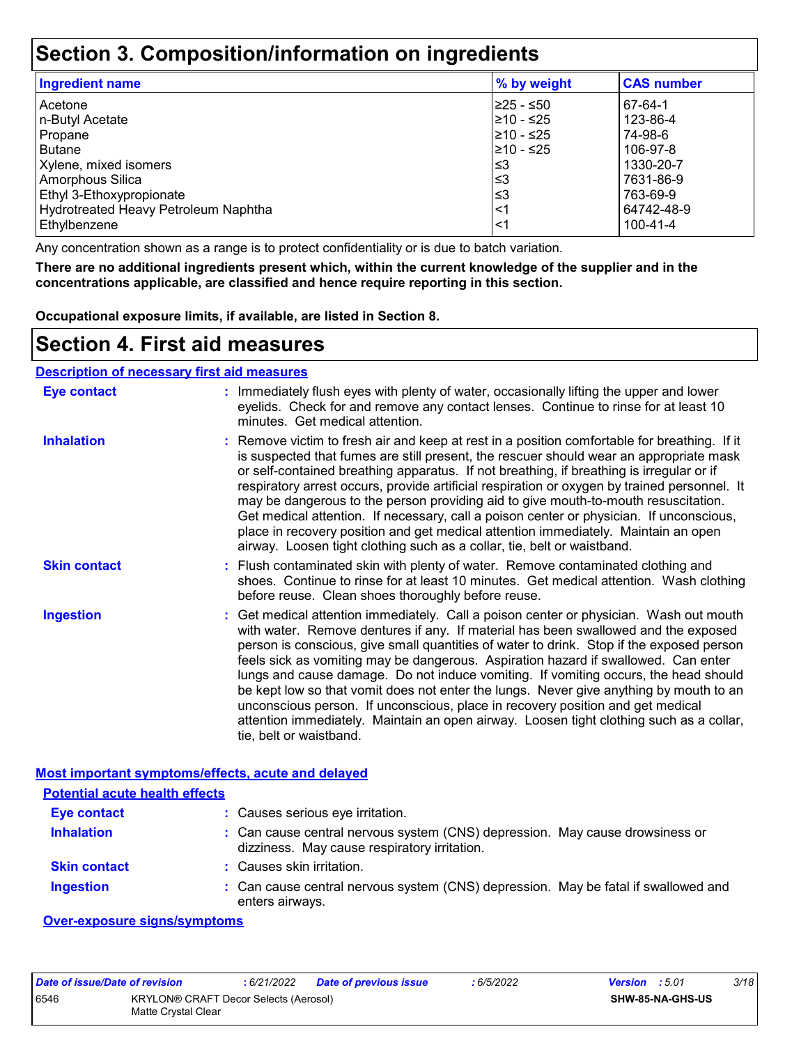# Section 3. Composition/information on ingredients

| Ingredient name | % by weight | CAS number |
|---|---|---|
| Acetone | ≥25 - ≤50 | 67-64-1 |
| n-Butyl Acetate | ≥10 - ≤25 | 123-86-4 |
| Propane | ≥10 - ≤25 | 74-98-6 |
| Butane | ≥10 - ≤25 | 106-97-8 |
| Xylene, mixed isomers | ≤3 | 1330-20-7 |
| Amorphous Silica | ≤3 | 7631-86-9 |
| Ethyl 3-Ethoxypropionate | ≤3 | 763-69-9 |
| Hydrotreated Heavy Petroleum Naphtha | <1 | 64742-48-9 |
| Ethylbenzene | <1 | 100-41-4 |

Any concentration shown as a range is to protect confidentiality or is due to batch variation.

**There are no additional ingredients present which, within the current knowledge of the supplier and in the concentrations applicable, are classified and hence require reporting in this section.**

**Occupational exposure limits, if available, are listed in Section 8.**

# Section 4. First aid measures

## Description of necessary first aid measures

**Eye contact** : Immediately flush eyes with plenty of water, occasionally lifting the upper and lower eyelids. Check for and remove any contact lenses. Continue to rinse for at least 10 minutes. Get medical attention.

**Inhalation** : Remove victim to fresh air and keep at rest in a position comfortable for breathing. If it is suspected that fumes are still present, the rescuer should wear an appropriate mask or self-contained breathing apparatus. If not breathing, if breathing is irregular or if respiratory arrest occurs, provide artificial respiration or oxygen by trained personnel. It may be dangerous to the person providing aid to give mouth-to-mouth resuscitation. Get medical attention. If necessary, call a poison center or physician. If unconscious, place in recovery position and get medical attention immediately. Maintain an open airway. Loosen tight clothing such as a collar, tie, belt or waistband.

**Skin contact** : Flush contaminated skin with plenty of water. Remove contaminated clothing and shoes. Continue to rinse for at least 10 minutes. Get medical attention. Wash clothing before reuse. Clean shoes thoroughly before reuse.

**Ingestion** : Get medical attention immediately. Call a poison center or physician. Wash out mouth with water. Remove dentures if any. If material has been swallowed and the exposed person is conscious, give small quantities of water to drink. Stop if the exposed person feels sick as vomiting may be dangerous. Aspiration hazard if swallowed. Can enter lungs and cause damage. Do not induce vomiting. If vomiting occurs, the head should be kept low so that vomit does not enter the lungs. Never give anything by mouth to an unconscious person. If unconscious, place in recovery position and get medical attention immediately. Maintain an open airway. Loosen tight clothing such as a collar, tie, belt or waistband.

## Most important symptoms/effects, acute and delayed

### Potential acute health effects

**Eye contact** : Causes serious eye irritation.

**Inhalation** : Can cause central nervous system (CNS) depression. May cause drowsiness or dizziness. May cause respiratory irritation.

**Skin contact** : Causes skin irritation.

**Ingestion** : Can cause central nervous system (CNS) depression. May be fatal if swallowed and enters airways.

### Over-exposure signs/symptoms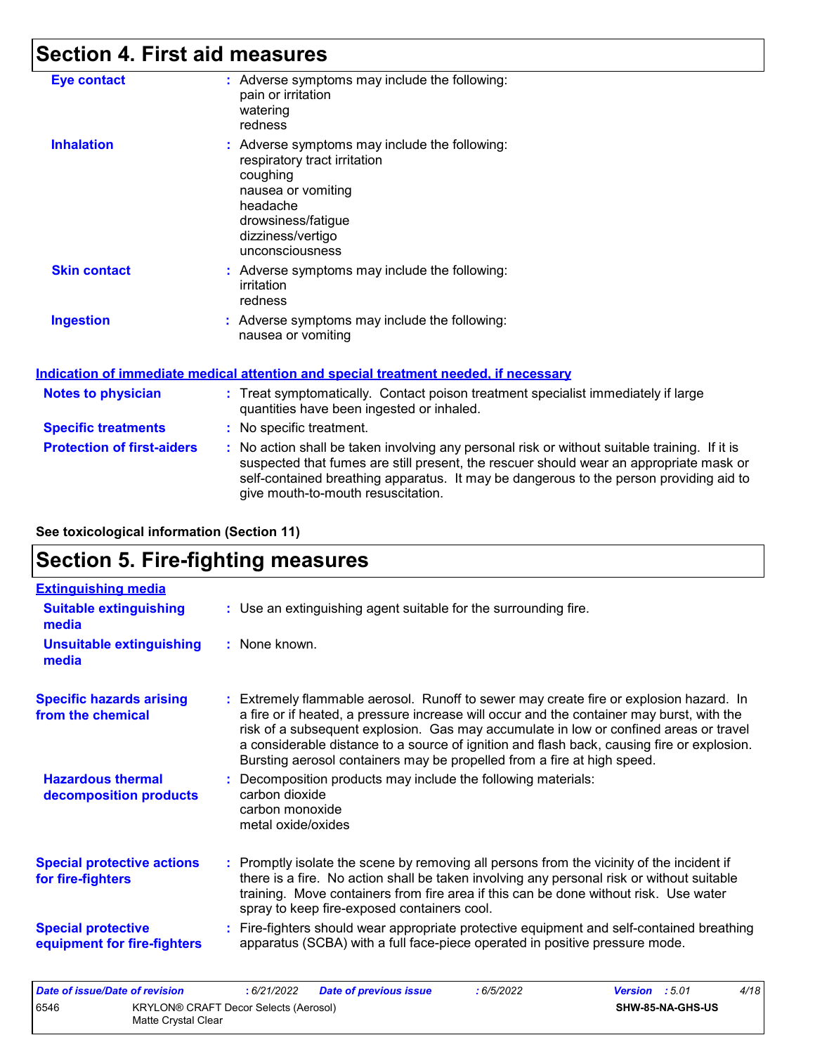## Section 4. First aid measures

| | | |
|---|---|---|
| **Eye contact** | : | Adverse symptoms may include the following:<br>pain or irritation<br>watering<br>redness |
| **Inhalation** | : | Adverse symptoms may include the following:<br>respiratory tract irritation<br>coughing<br>nausea or vomiting<br>headache<br>drowsiness/fatigue<br>dizziness/vertigo<br>unconsciousness |
| **Skin contact** | : | Adverse symptoms may include the following:<br>irritation<br>redness |
| **Ingestion** | : | Adverse symptoms may include the following:<br>nausea or vomiting |

### Indication of immediate medical attention and special treatment needed, if necessary

| | | |
|---|---|---|
| **Notes to physician** | : | Treat symptomatically. Contact poison treatment specialist immediately if large quantities have been ingested or inhaled. |
| **Specific treatments** | : | No specific treatment. |
| **Protection of first-aiders** | : | No action shall be taken involving any personal risk or without suitable training. If it is suspected that fumes are still present, the rescuer should wear an appropriate mask or self-contained breathing apparatus. It may be dangerous to the person providing aid to give mouth-to-mouth resuscitation. |

**See toxicological information (Section 11)**

## Section 5. Fire-fighting measures

### Extinguishing media

| | | |
|---|---|---|
| **Suitable extinguishing media** | : | Use an extinguishing agent suitable for the surrounding fire. |
| **Unsuitable extinguishing media** | : | None known. |
| **Specific hazards arising from the chemical** | : | Extremely flammable aerosol. Runoff to sewer may create fire or explosion hazard. In a fire or if heated, a pressure increase will occur and the container may burst, with the risk of a subsequent explosion. Gas may accumulate in low or confined areas or travel a considerable distance to a source of ignition and flash back, causing fire or explosion. Bursting aerosol containers may be propelled from a fire at high speed. |
| **Hazardous thermal decomposition products** | : | Decomposition products may include the following materials:<br>carbon dioxide<br>carbon monoxide<br>metal oxide/oxides |
| **Special protective actions for fire-fighters** | : | Promptly isolate the scene by removing all persons from the vicinity of the incident if there is a fire. No action shall be taken involving any personal risk or without suitable training. Move containers from fire area if this can be done without risk. Use water spray to keep fire-exposed containers cool. |
| **Special protective equipment for fire-fighters** | : | Fire-fighters should wear appropriate protective equipment and self-contained breathing apparatus (SCBA) with a full face-piece operated in positive pressure mode. |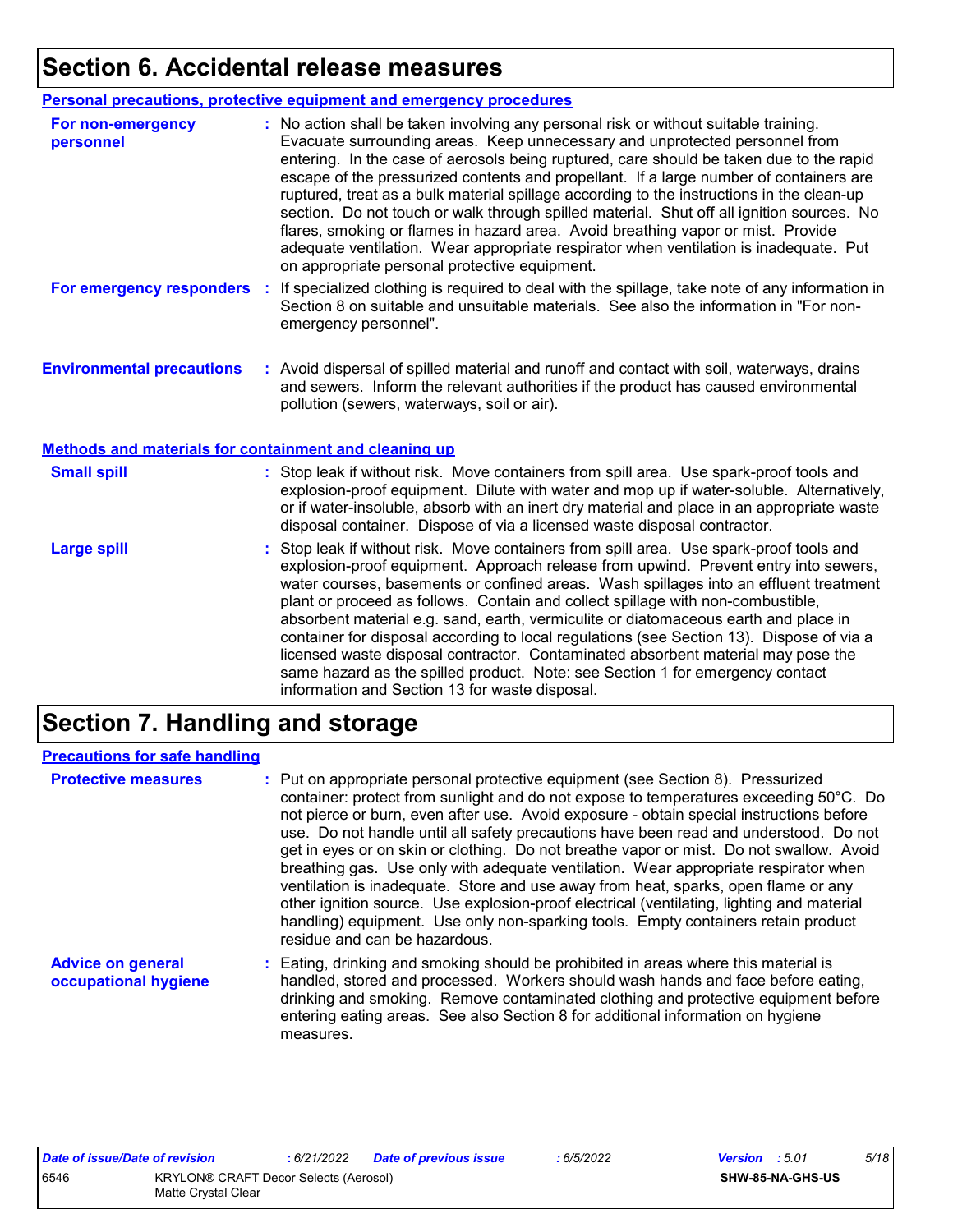# Section 6. Accidental release measures

## Personal precautions, protective equipment and emergency procedures

**For non-emergency personnel** : No action shall be taken involving any personal risk or without suitable training. Evacuate surrounding areas. Keep unnecessary and unprotected personnel from entering. In the case of aerosols being ruptured, care should be taken due to the rapid escape of the pressurized contents and propellant. If a large number of containers are ruptured, treat as a bulk material spillage according to the instructions in the clean-up section. Do not touch or walk through spilled material. Shut off all ignition sources. No flares, smoking or flames in hazard area. Avoid breathing vapor or mist. Provide adequate ventilation. Wear appropriate respirator when ventilation is inadequate. Put on appropriate personal protective equipment.

**For emergency responders** : If specialized clothing is required to deal with the spillage, take note of any information in Section 8 on suitable and unsuitable materials. See also the information in "For non-emergency personnel".

**Environmental precautions** : Avoid dispersal of spilled material and runoff and contact with soil, waterways, drains and sewers. Inform the relevant authorities if the product has caused environmental pollution (sewers, waterways, soil or air).

## Methods and materials for containment and cleaning up

**Small spill** : Stop leak if without risk. Move containers from spill area. Use spark-proof tools and explosion-proof equipment. Dilute with water and mop up if water-soluble. Alternatively, or if water-insoluble, absorb with an inert dry material and place in an appropriate waste disposal container. Dispose of via a licensed waste disposal contractor.

**Large spill** : Stop leak if without risk. Move containers from spill area. Use spark-proof tools and explosion-proof equipment. Approach release from upwind. Prevent entry into sewers, water courses, basements or confined areas. Wash spillages into an effluent treatment plant or proceed as follows. Contain and collect spillage with non-combustible, absorbent material e.g. sand, earth, vermiculite or diatomaceous earth and place in container for disposal according to local regulations (see Section 13). Dispose of via a licensed waste disposal contractor. Contaminated absorbent material may pose the same hazard as the spilled product. Note: see Section 1 for emergency contact information and Section 13 for waste disposal.

# Section 7. Handling and storage

## Precautions for safe handling

**Protective measures** : Put on appropriate personal protective equipment (see Section 8). Pressurized container: protect from sunlight and do not expose to temperatures exceeding 50°C. Do not pierce or burn, even after use. Avoid exposure - obtain special instructions before use. Do not handle until all safety precautions have been read and understood. Do not get in eyes or on skin or clothing. Do not breathe vapor or mist. Do not swallow. Avoid breathing gas. Use only with adequate ventilation. Wear appropriate respirator when ventilation is inadequate. Store and use away from heat, sparks, open flame or any other ignition source. Use explosion-proof electrical (ventilating, lighting and material handling) equipment. Use only non-sparking tools. Empty containers retain product residue and can be hazardous.

**Advice on general occupational hygiene** : Eating, drinking and smoking should be prohibited in areas where this material is handled, stored and processed. Workers should wash hands and face before eating, drinking and smoking. Remove contaminated clothing and protective equipment before entering eating areas. See also Section 8 for additional information on hygiene measures.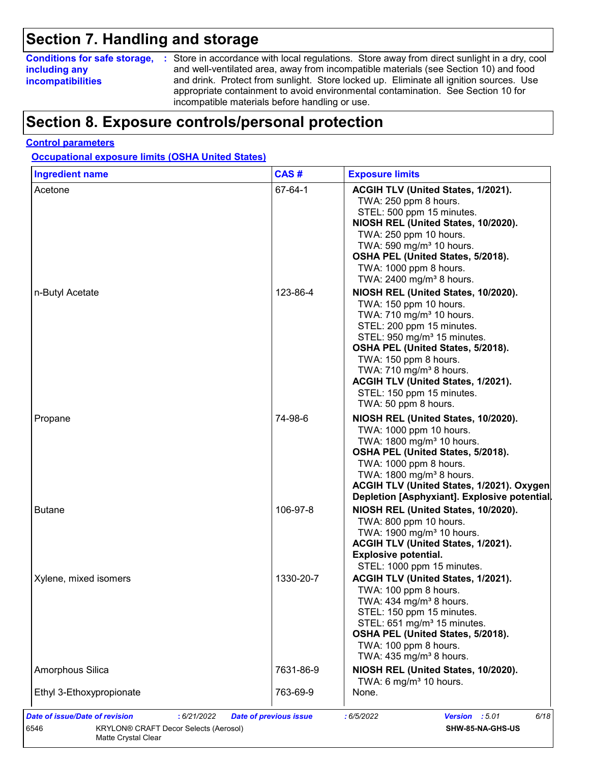## Section 7. Handling and storage

**Conditions for safe storage, including any incompatibilities** : Store in accordance with local regulations. Store away from direct sunlight in a dry, cool and well-ventilated area, away from incompatible materials (see Section 10) and food and drink. Protect from sunlight. Store locked up. Eliminate all ignition sources. Use appropriate containment to avoid environmental contamination. See Section 10 for incompatible materials before handling or use.

## Section 8. Exposure controls/personal protection

**Control parameters**

**Occupational exposure limits (OSHA United States)**

| Ingredient name | CAS # | Exposure limits |
|---|---|---|
| Acetone | 67-64-1 | **ACGIH TLV (United States, 1/2021).**<br>TWA: 250 ppm 8 hours.<br>STEL: 500 ppm 15 minutes.<br>**NIOSH REL (United States, 10/2020).**<br>TWA: 250 ppm 10 hours.<br>TWA: 590 mg/m³ 10 hours.<br>**OSHA PEL (United States, 5/2018).**<br>TWA: 1000 ppm 8 hours.<br>TWA: 2400 mg/m³ 8 hours. |
| n-Butyl Acetate | 123-86-4 | **NIOSH REL (United States, 10/2020).**<br>TWA: 150 ppm 10 hours.<br>TWA: 710 mg/m³ 10 hours.<br>STEL: 200 ppm 15 minutes.<br>STEL: 950 mg/m³ 15 minutes.<br>**OSHA PEL (United States, 5/2018).**<br>TWA: 150 ppm 8 hours.<br>TWA: 710 mg/m³ 8 hours.<br>**ACGIH TLV (United States, 1/2021).**<br>STEL: 150 ppm 15 minutes.<br>TWA: 50 ppm 8 hours. |
| Propane | 74-98-6 | **NIOSH REL (United States, 10/2020).**<br>TWA: 1000 ppm 10 hours.<br>TWA: 1800 mg/m³ 10 hours.<br>**OSHA PEL (United States, 5/2018).**<br>TWA: 1000 ppm 8 hours.<br>TWA: 1800 mg/m³ 8 hours.<br>**ACGIH TLV (United States, 1/2021). Oxygen Depletion [Asphyxiant]. Explosive potential.** |
| Butane | 106-97-8 | **NIOSH REL (United States, 10/2020).**<br>TWA: 800 ppm 10 hours.<br>TWA: 1900 mg/m³ 10 hours.<br>**ACGIH TLV (United States, 1/2021). Explosive potential.**<br>STEL: 1000 ppm 15 minutes. |
| Xylene, mixed isomers | 1330-20-7 | **ACGIH TLV (United States, 1/2021).**<br>TWA: 100 ppm 8 hours.<br>TWA: 434 mg/m³ 8 hours.<br>STEL: 150 ppm 15 minutes.<br>STEL: 651 mg/m³ 15 minutes.<br>**OSHA PEL (United States, 5/2018).**<br>TWA: 100 ppm 8 hours.<br>TWA: 435 mg/m³ 8 hours. |
| Amorphous Silica | 7631-86-9 | **NIOSH REL (United States, 10/2020).**<br>TWA: 6 mg/m³ 10 hours. |
| Ethyl 3-Ethoxypropionate | 763-69-9 | None. |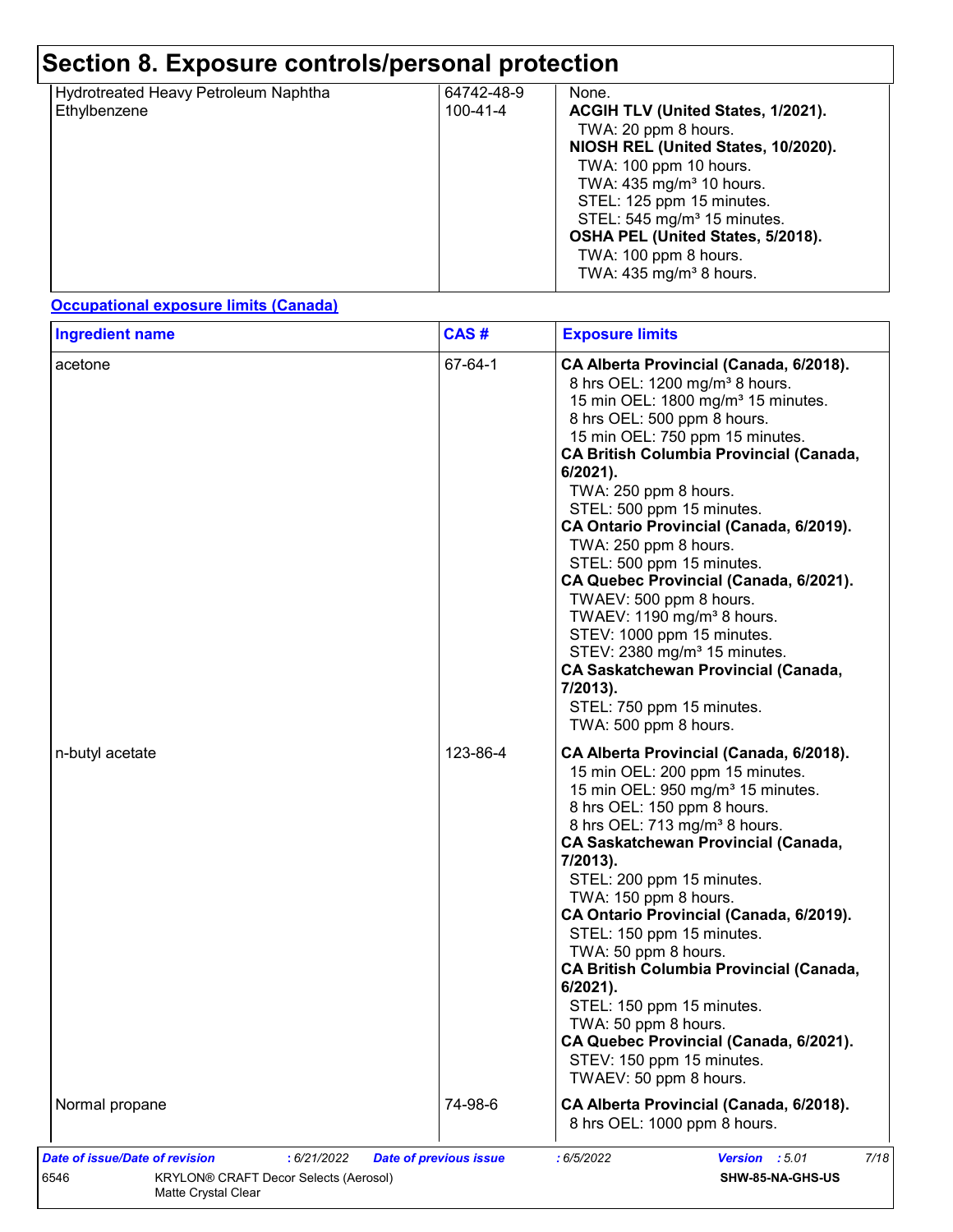# Section 8. Exposure controls/personal protection

| | | |
|---|---|---|
| Hydrotreated Heavy Petroleum Naphtha | 64742-48-9 | None. |
| Ethylbenzene | 100-41-4 | **ACGIH TLV (United States, 1/2021).**<br>TWA: 20 ppm 8 hours.<br>**NIOSH REL (United States, 10/2020).**<br>TWA: 100 ppm 10 hours.<br>TWA: 435 mg/m³ 10 hours.<br>STEL: 125 ppm 15 minutes.<br>STEL: 545 mg/m³ 15 minutes.<br>**OSHA PEL (United States, 5/2018).**<br>TWA: 100 ppm 8 hours.<br>TWA: 435 mg/m³ 8 hours. |

**Occupational exposure limits (Canada)**

| Ingredient name | CAS # | Exposure limits |
|---|---|---|
| acetone | 67-64-1 | **CA Alberta Provincial (Canada, 6/2018).**<br>8 hrs OEL: 1200 mg/m³ 8 hours.<br>15 min OEL: 1800 mg/m³ 15 minutes.<br>8 hrs OEL: 500 ppm 8 hours.<br>15 min OEL: 750 ppm 15 minutes.<br>**CA British Columbia Provincial (Canada, 6/2021).**<br>TWA: 250 ppm 8 hours.<br>STEL: 500 ppm 15 minutes.<br>**CA Ontario Provincial (Canada, 6/2019).**<br>TWA: 250 ppm 8 hours.<br>STEL: 500 ppm 15 minutes.<br>**CA Quebec Provincial (Canada, 6/2021).**<br>TWAEV: 500 ppm 8 hours.<br>TWAEV: 1190 mg/m³ 8 hours.<br>STEV: 1000 ppm 15 minutes.<br>STEV: 2380 mg/m³ 15 minutes.<br>**CA Saskatchewan Provincial (Canada, 7/2013).**<br>STEL: 750 ppm 15 minutes.<br>TWA: 500 ppm 8 hours. |
| n-butyl acetate | 123-86-4 | **CA Alberta Provincial (Canada, 6/2018).**<br>15 min OEL: 200 ppm 15 minutes.<br>15 min OEL: 950 mg/m³ 15 minutes.<br>8 hrs OEL: 150 ppm 8 hours.<br>8 hrs OEL: 713 mg/m³ 8 hours.<br>**CA Saskatchewan Provincial (Canada, 7/2013).**<br>STEL: 200 ppm 15 minutes.<br>TWA: 150 ppm 8 hours.<br>**CA Ontario Provincial (Canada, 6/2019).**<br>STEL: 150 ppm 15 minutes.<br>TWA: 50 ppm 8 hours.<br>**CA British Columbia Provincial (Canada, 6/2021).**<br>STEL: 150 ppm 15 minutes.<br>TWA: 50 ppm 8 hours.<br>**CA Quebec Provincial (Canada, 6/2021).**<br>STEV: 150 ppm 15 minutes.<br>TWAEV: 50 ppm 8 hours. |
| Normal propane | 74-98-6 | **CA Alberta Provincial (Canada, 6/2018).**<br>8 hrs OEL: 1000 ppm 8 hours. |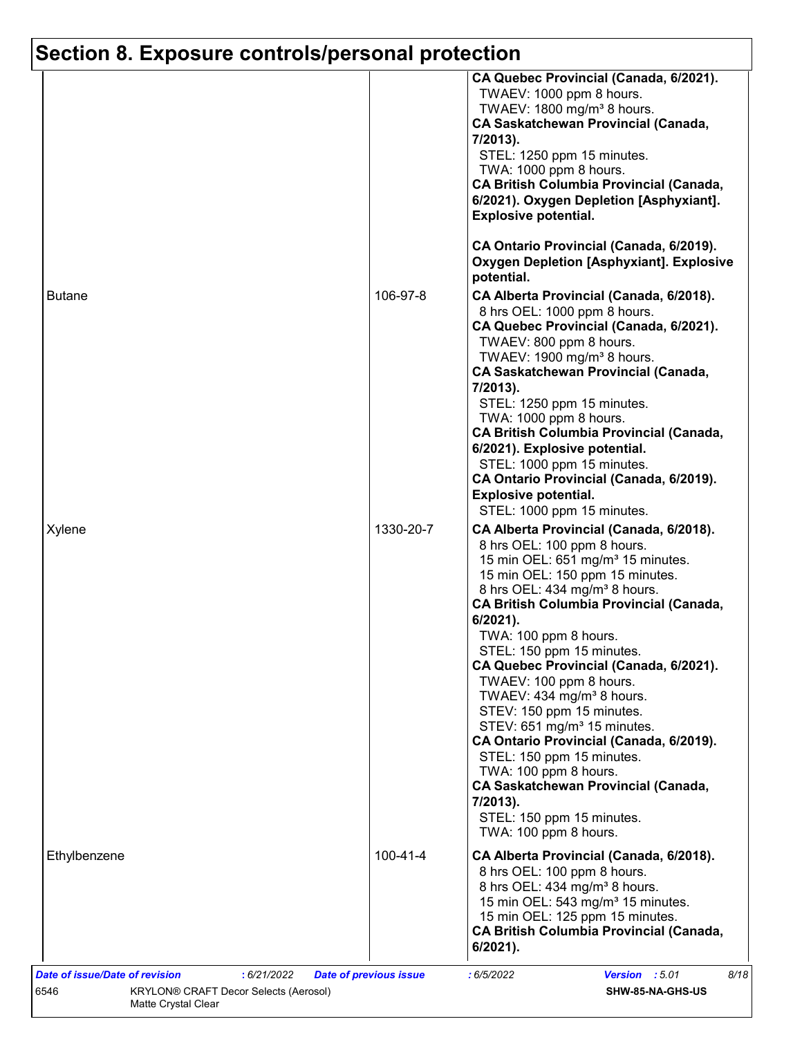# Section 8. Exposure controls/personal protection

| | | |
|---|---|---|
| | | **CA Quebec Provincial (Canada, 6/2021).**<br>TWAEV: 1000 ppm 8 hours.<br>TWAEV: 1800 mg/m³ 8 hours.<br>**CA Saskatchewan Provincial (Canada, 7/2013).**<br>STEL: 1250 ppm 15 minutes.<br>TWA: 1000 ppm 8 hours.<br>**CA British Columbia Provincial (Canada, 6/2021). Oxygen Depletion [Asphyxiant]. Explosive potential.**<br><br>**CA Ontario Provincial (Canada, 6/2019). Oxygen Depletion [Asphyxiant]. Explosive potential.** |
| Butane | 106-97-8 | **CA Alberta Provincial (Canada, 6/2018).**<br>8 hrs OEL: 1000 ppm 8 hours.<br>**CA Quebec Provincial (Canada, 6/2021).**<br>TWAEV: 800 ppm 8 hours.<br>TWAEV: 1900 mg/m³ 8 hours.<br>**CA Saskatchewan Provincial (Canada, 7/2013).**<br>STEL: 1250 ppm 15 minutes.<br>TWA: 1000 ppm 8 hours.<br>**CA British Columbia Provincial (Canada, 6/2021). Explosive potential.**<br>STEL: 1000 ppm 15 minutes.<br>**CA Ontario Provincial (Canada, 6/2019). Explosive potential.**<br>STEL: 1000 ppm 15 minutes. |
| Xylene | 1330-20-7 | **CA Alberta Provincial (Canada, 6/2018).**<br>8 hrs OEL: 100 ppm 8 hours.<br>15 min OEL: 651 mg/m³ 15 minutes.<br>15 min OEL: 150 ppm 15 minutes.<br>8 hrs OEL: 434 mg/m³ 8 hours.<br>**CA British Columbia Provincial (Canada, 6/2021).**<br>TWA: 100 ppm 8 hours.<br>STEL: 150 ppm 15 minutes.<br>**CA Quebec Provincial (Canada, 6/2021).**<br>TWAEV: 100 ppm 8 hours.<br>TWAEV: 434 mg/m³ 8 hours.<br>STEV: 150 ppm 15 minutes.<br>STEV: 651 mg/m³ 15 minutes.<br>**CA Ontario Provincial (Canada, 6/2019).**<br>STEL: 150 ppm 15 minutes.<br>TWA: 100 ppm 8 hours.<br>**CA Saskatchewan Provincial (Canada, 7/2013).**<br>STEL: 150 ppm 15 minutes.<br>TWA: 100 ppm 8 hours. |
| Ethylbenzene | 100-41-4 | **CA Alberta Provincial (Canada, 6/2018).**<br>8 hrs OEL: 100 ppm 8 hours.<br>8 hrs OEL: 434 mg/m³ 8 hours.<br>15 min OEL: 543 mg/m³ 15 minutes.<br>15 min OEL: 125 ppm 15 minutes.<br>**CA British Columbia Provincial (Canada, 6/2021).** |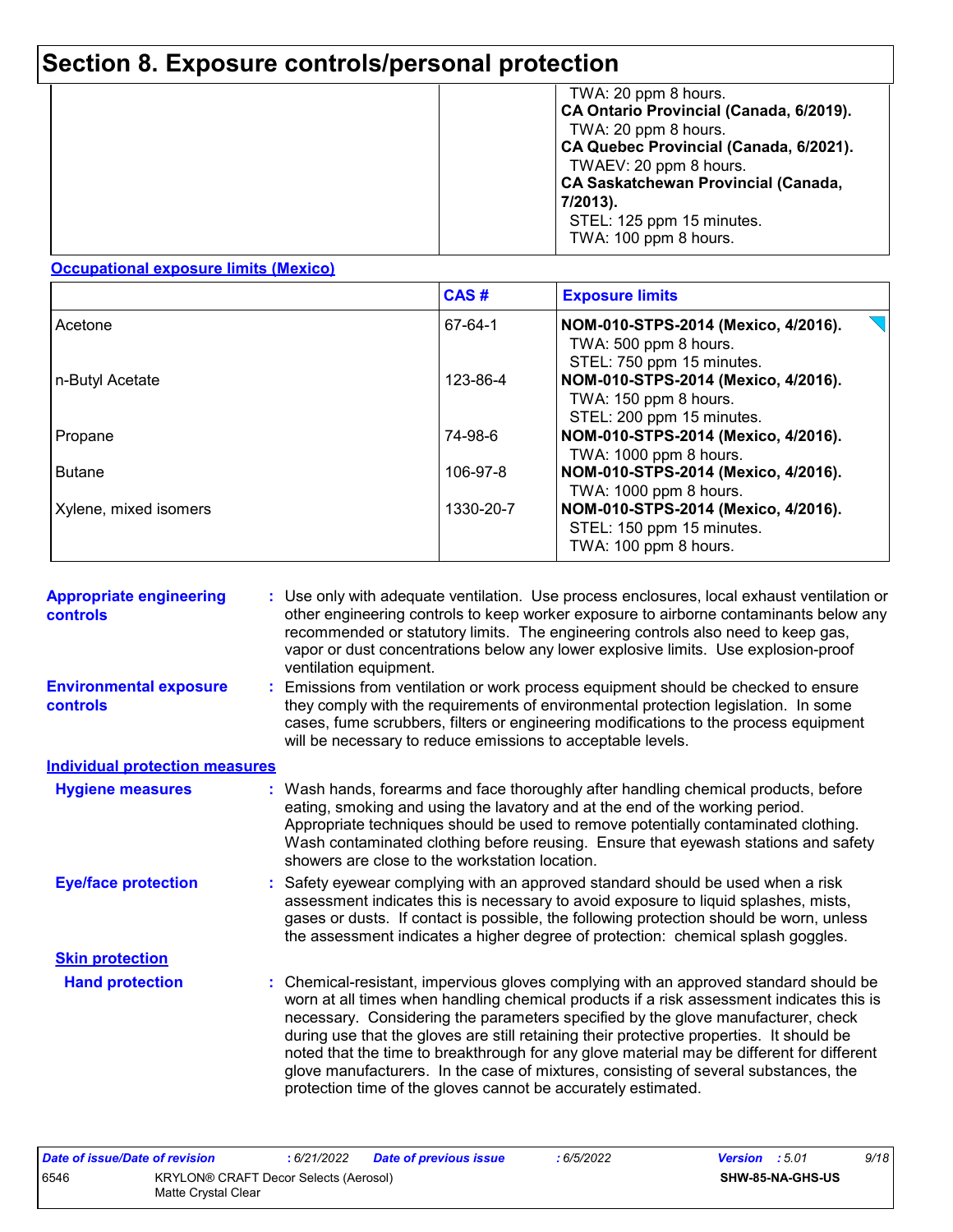# Section 8. Exposure controls/personal protection

| | | |
|---|---|---|
| | | TWA: 20 ppm 8 hours.<br>**CA Ontario Provincial (Canada, 6/2019).**<br>TWA: 20 ppm 8 hours.<br>**CA Quebec Provincial (Canada, 6/2021).**<br>TWAEV: 20 ppm 8 hours.<br>**CA Saskatchewan Provincial (Canada, 7/2013).**<br>STEL: 125 ppm 15 minutes.<br>TWA: 100 ppm 8 hours. |

**Occupational exposure limits (Mexico)**

| | CAS # | Exposure limits |
|---|---|---|
| Acetone | 67-64-1 | **NOM-010-STPS-2014 (Mexico, 4/2016).**<br>TWA: 500 ppm 8 hours.<br>STEL: 750 ppm 15 minutes. |
| n-Butyl Acetate | 123-86-4 | **NOM-010-STPS-2014 (Mexico, 4/2016).**<br>TWA: 150 ppm 8 hours.<br>STEL: 200 ppm 15 minutes. |
| Propane | 74-98-6 | **NOM-010-STPS-2014 (Mexico, 4/2016).**<br>TWA: 1000 ppm 8 hours. |
| Butane | 106-97-8 | **NOM-010-STPS-2014 (Mexico, 4/2016).**<br>TWA: 1000 ppm 8 hours. |
| Xylene, mixed isomers | 1330-20-7 | **NOM-010-STPS-2014 (Mexico, 4/2016).**<br>STEL: 150 ppm 15 minutes.<br>TWA: 100 ppm 8 hours. |

**Appropriate engineering controls** : Use only with adequate ventilation. Use process enclosures, local exhaust ventilation or other engineering controls to keep worker exposure to airborne contaminants below any recommended or statutory limits. The engineering controls also need to keep gas, vapor or dust concentrations below any lower explosive limits. Use explosion-proof ventilation equipment.

**Environmental exposure controls** : Emissions from ventilation or work process equipment should be checked to ensure they comply with the requirements of environmental protection legislation. In some cases, fume scrubbers, filters or engineering modifications to the process equipment will be necessary to reduce emissions to acceptable levels.

**Individual protection measures**

**Hygiene measures** : Wash hands, forearms and face thoroughly after handling chemical products, before eating, smoking and using the lavatory and at the end of the working period. Appropriate techniques should be used to remove potentially contaminated clothing. Wash contaminated clothing before reusing. Ensure that eyewash stations and safety showers are close to the workstation location.

**Eye/face protection** : Safety eyewear complying with an approved standard should be used when a risk assessment indicates this is necessary to avoid exposure to liquid splashes, mists, gases or dusts. If contact is possible, the following protection should be worn, unless the assessment indicates a higher degree of protection: chemical splash goggles.

**Skin protection**

**Hand protection** : Chemical-resistant, impervious gloves complying with an approved standard should be worn at all times when handling chemical products if a risk assessment indicates this is necessary. Considering the parameters specified by the glove manufacturer, check during use that the gloves are still retaining their protective properties. It should be noted that the time to breakthrough for any glove material may be different for different glove manufacturers. In the case of mixtures, consisting of several substances, the protection time of the gloves cannot be accurately estimated.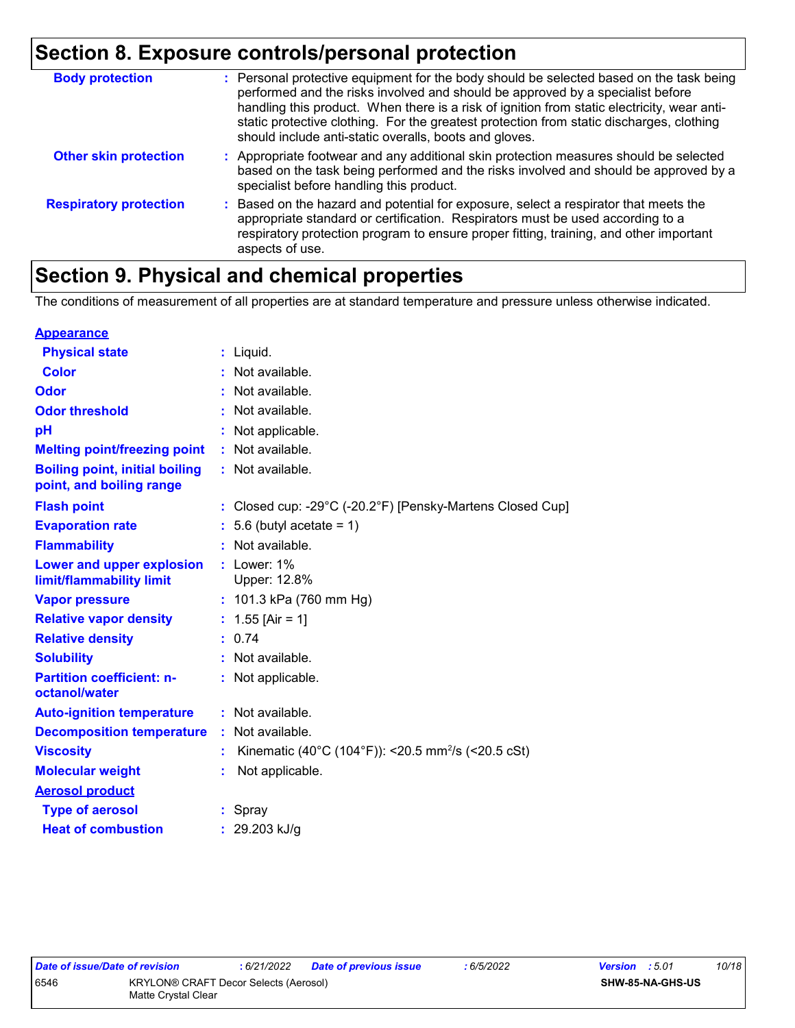# Section 8. Exposure controls/personal protection

| | |
|---|---|
| **Body protection** | : Personal protective equipment for the body should be selected based on the task being performed and the risks involved and should be approved by a specialist before handling this product. When there is a risk of ignition from static electricity, wear anti-static protective clothing. For the greatest protection from static discharges, clothing should include anti-static overalls, boots and gloves. |
| **Other skin protection** | : Appropriate footwear and any additional skin protection measures should be selected based on the task being performed and the risks involved and should be approved by a specialist before handling this product. |
| **Respiratory protection** | : Based on the hazard and potential for exposure, select a respirator that meets the appropriate standard or certification. Respirators must be used according to a respiratory protection program to ensure proper fitting, training, and other important aspects of use. |

# Section 9. Physical and chemical properties

The conditions of measurement of all properties are at standard temperature and pressure unless otherwise indicated.

| | |
|---|---|
| **Appearance** | |
| **Physical state** | : Liquid. |
| **Color** | : Not available. |
| **Odor** | : Not available. |
| **Odor threshold** | : Not available. |
| **pH** | : Not applicable. |
| **Melting point/freezing point** | : Not available. |
| **Boiling point, initial boiling point, and boiling range** | : Not available. |
| **Flash point** | : Closed cup: -29°C (-20.2°F) [Pensky-Martens Closed Cup] |
| **Evaporation rate** | : 5.6 (butyl acetate = 1) |
| **Flammability** | : Not available. |
| **Lower and upper explosion limit/flammability limit** | : Lower: 1%<br>Upper: 12.8% |
| **Vapor pressure** | : 101.3 kPa (760 mm Hg) |
| **Relative vapor density** | : 1.55 [Air = 1] |
| **Relative density** | : 0.74 |
| **Solubility** | : Not available. |
| **Partition coefficient: n-octanol/water** | : Not applicable. |
| **Auto-ignition temperature** | : Not available. |
| **Decomposition temperature** | : Not available. |
| **Viscosity** | : Kinematic (40°C (104°F)): <20.5 $mm^2/s$ (<20.5 cSt) |
| **Molecular weight** | : Not applicable. |
| **Aerosol product** | |
| **Type of aerosol** | : Spray |
| **Heat of combustion** | : 29.203 kJ/g |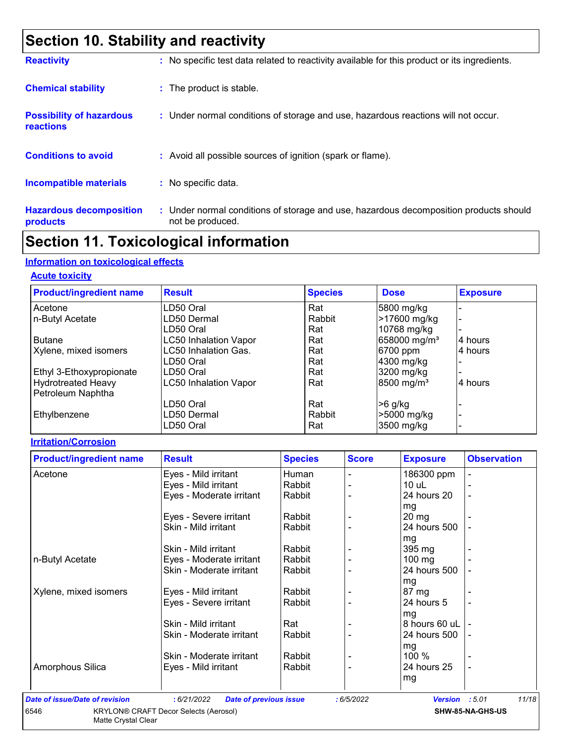# Section 10. Stability and reactivity

**Reactivity** : No specific test data related to reactivity available for this product or its ingredients.

**Chemical stability** : The product is stable.

**Possibility of hazardous reactions** : Under normal conditions of storage and use, hazardous reactions will not occur.

**Conditions to avoid** : Avoid all possible sources of ignition (spark or flame).

**Incompatible materials** : No specific data.

**Hazardous decomposition products** : Under normal conditions of storage and use, hazardous decomposition products should not be produced.

# Section 11. Toxicological information

## Information on toxicological effects

### Acute toxicity

| Product/ingredient name | Result | Species | Dose | Exposure |
|---|---|---|---|---|
| Acetone | LD50 Oral | Rat | 5800 mg/kg | - |
| n-Butyl Acetate | LD50 Dermal | Rabbit | >17600 mg/kg | - |
| | LD50 Oral | Rat | 10768 mg/kg | - |
| Butane | LC50 Inhalation Vapor | Rat | 658000 mg/m³ | 4 hours |
| Xylene, mixed isomers | LC50 Inhalation Gas. | Rat | 6700 ppm | 4 hours |
| | LD50 Oral | Rat | 4300 mg/kg | - |
| Ethyl 3-Ethoxypropionate | LD50 Oral | Rat | 3200 mg/kg | - |
| Hydrotreated Heavy Petroleum Naphtha | LC50 Inhalation Vapor | Rat | 8500 mg/m³ | 4 hours |
| | LD50 Oral | Rat | >6 g/kg | - |
| Ethylbenzene | LD50 Dermal | Rabbit | >5000 mg/kg | - |
| | LD50 Oral | Rat | 3500 mg/kg | - |

### Irritation/Corrosion

| Product/ingredient name | Result | Species | Score | Exposure | Observation |
|---|---|---|---|---|---|
| Acetone | Eyes - Mild irritant | Human | - | 186300 ppm | - |
| | Eyes - Mild irritant | Rabbit | - | 10 uL | - |
| | Eyes - Moderate irritant | Rabbit | - | 24 hours 20 mg | - |
| | Eyes - Severe irritant | Rabbit | - | 20 mg | - |
| | Skin - Mild irritant | Rabbit | - | 24 hours 500 mg | - |
| | Skin - Mild irritant | Rabbit | - | 395 mg | - |
| n-Butyl Acetate | Eyes - Moderate irritant | Rabbit | - | 100 mg | - |
| | Skin - Moderate irritant | Rabbit | - | 24 hours 500 mg | - |
| Xylene, mixed isomers | Eyes - Mild irritant | Rabbit | - | 87 mg | - |
| | Eyes - Severe irritant | Rabbit | - | 24 hours 5 mg | - |
| | Skin - Mild irritant | Rat | - | 8 hours 60 uL | - |
| | Skin - Moderate irritant | Rabbit | - | 24 hours 500 mg | - |
| | Skin - Moderate irritant | Rabbit | - | 100 % | - |
| Amorphous Silica | Eyes - Mild irritant | Rabbit | - | 24 hours 25 mg | - |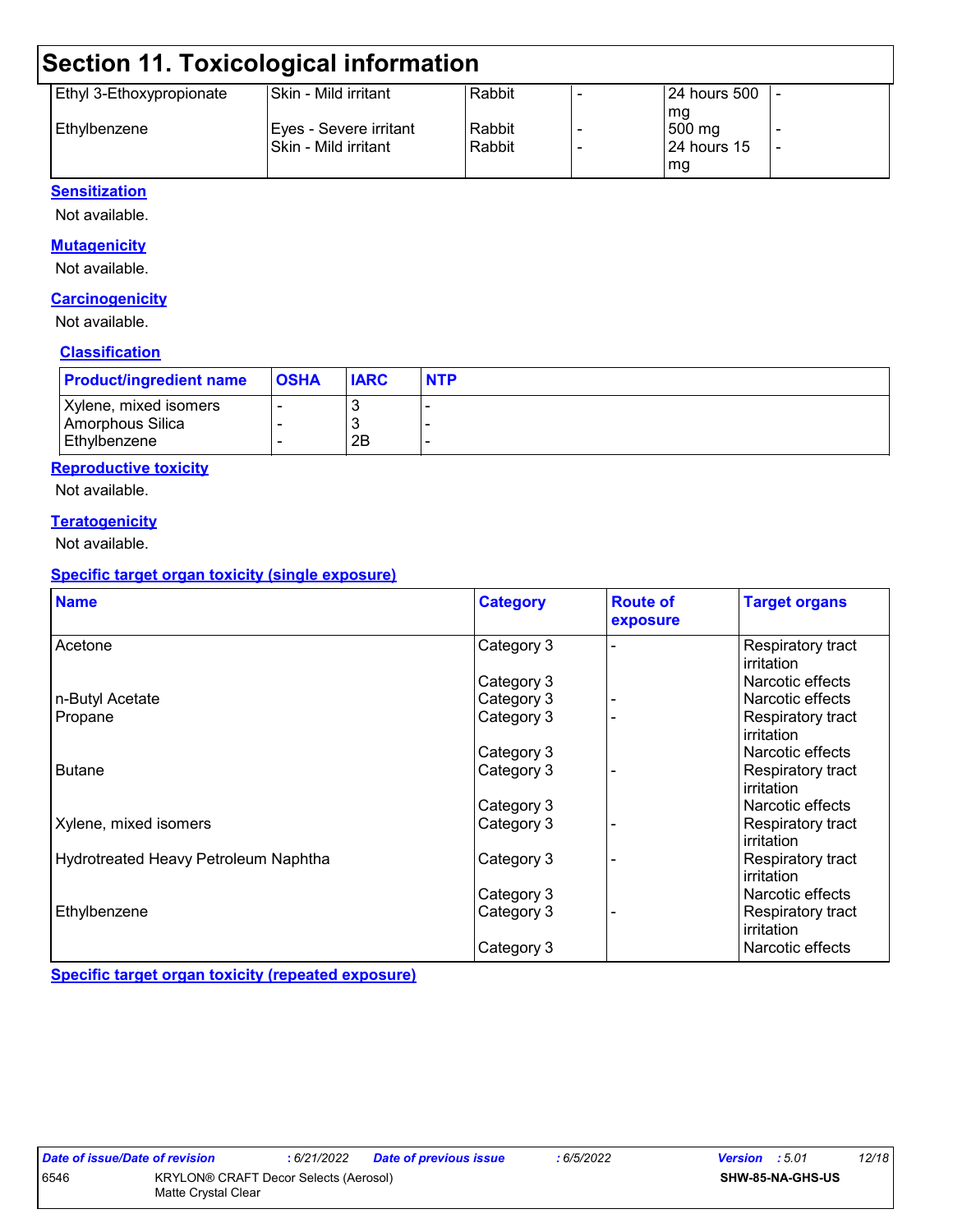## Section 11. Toxicological information

| | | | | | |
|---|---|---|---|---|---|
| Ethyl 3-Ethoxypropionate | Skin - Mild irritant | Rabbit | - | 24 hours 500 mg | - |
| Ethylbenzene | Eyes - Severe irritant | Rabbit | - | 500 mg | - |
| | Skin - Mild irritant | Rabbit | - | 24 hours 15 mg | - |

### Sensitization

Not available.

### Mutagenicity

Not available.

### Carcinogenicity

Not available.

### Classification

| Product/ingredient name | OSHA | IARC | NTP |
|---|---|---|---|
| Xylene, mixed isomers | - | 3 | - |
| Amorphous Silica | - | 3 | - |
| Ethylbenzene | - | 2B | - |

### Reproductive toxicity

Not available.

### Teratogenicity

Not available.

### Specific target organ toxicity (single exposure)

| Name | Category | Route of exposure | Target organs |
|---|---|---|---|
| Acetone | Category 3 | - | Respiratory tract irritation |
| | Category 3 | | Narcotic effects |
| n-Butyl Acetate | Category 3 | - | Narcotic effects |
| Propane | Category 3 | - | Respiratory tract irritation |
| | Category 3 | | Narcotic effects |
| Butane | Category 3 | - | Respiratory tract irritation |
| | Category 3 | | Narcotic effects |
| Xylene, mixed isomers | Category 3 | - | Respiratory tract irritation |
| Hydrotreated Heavy Petroleum Naphtha | Category 3 | - | Respiratory tract irritation |
| | Category 3 | | Narcotic effects |
| Ethylbenzene | Category 3 | - | Respiratory tract irritation |
| | Category 3 | | Narcotic effects |

### Specific target organ toxicity (repeated exposure)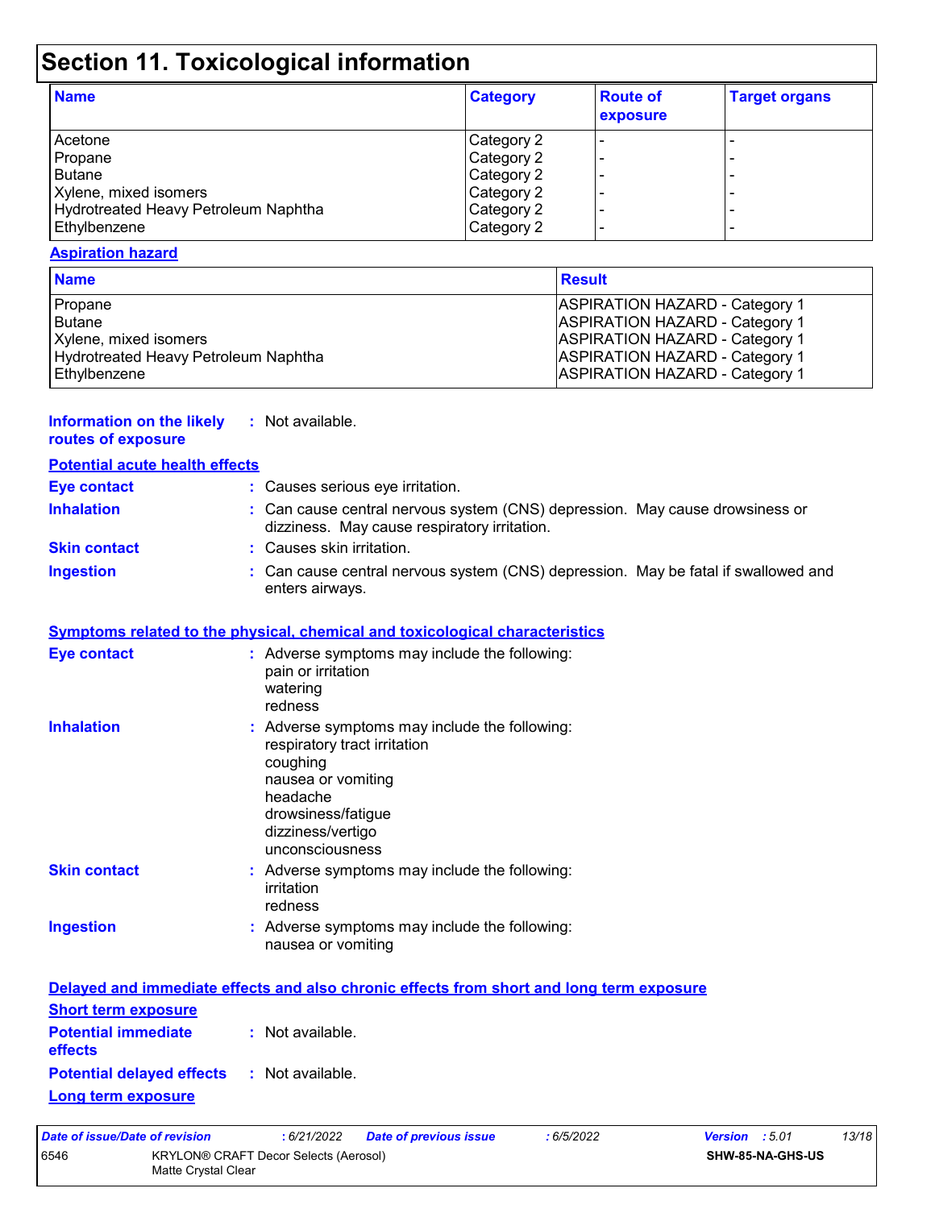# Section 11. Toxicological information

| Name | Category | Route of exposure | Target organs |
| --- | --- | --- | --- |
| Acetone | Category 2 | - | - |
| Propane | Category 2 | - | - |
| Butane | Category 2 | - | - |
| Xylene, mixed isomers | Category 2 | - | - |
| Hydrotreated Heavy Petroleum Naphtha | Category 2 | - | - |
| Ethylbenzene | Category 2 | - | - |

**Aspiration hazard**

| Name | Result |
| --- | --- |
| Propane | ASPIRATION HAZARD - Category 1 |
| Butane | ASPIRATION HAZARD - Category 1 |
| Xylene, mixed isomers | ASPIRATION HAZARD - Category 1 |
| Hydrotreated Heavy Petroleum Naphtha | ASPIRATION HAZARD - Category 1 |
| Ethylbenzene | ASPIRATION HAZARD - Category 1 |

**Information on the likely routes of exposure** : Not available.

**Potential acute health effects**

**Eye contact** : Causes serious eye irritation.

**Inhalation** : Can cause central nervous system (CNS) depression. May cause drowsiness or dizziness. May cause respiratory irritation.

**Skin contact** : Causes skin irritation.

**Ingestion** : Can cause central nervous system (CNS) depression. May be fatal if swallowed and enters airways.

**Symptoms related to the physical, chemical and toxicological characteristics**

**Eye contact** : Adverse symptoms may include the following:
pain or irritation
watering
redness

**Inhalation** : Adverse symptoms may include the following:
respiratory tract irritation
coughing
nausea or vomiting
headache
drowsiness/fatigue
dizziness/vertigo
unconsciousness

**Skin contact** : Adverse symptoms may include the following:
irritation
redness

**Ingestion** : Adverse symptoms may include the following:
nausea or vomiting

**Delayed and immediate effects and also chronic effects from short and long term exposure**

**Short term exposure**

**Potential immediate effects** : Not available.

**Potential delayed effects** : Not available.

**Long term exposure**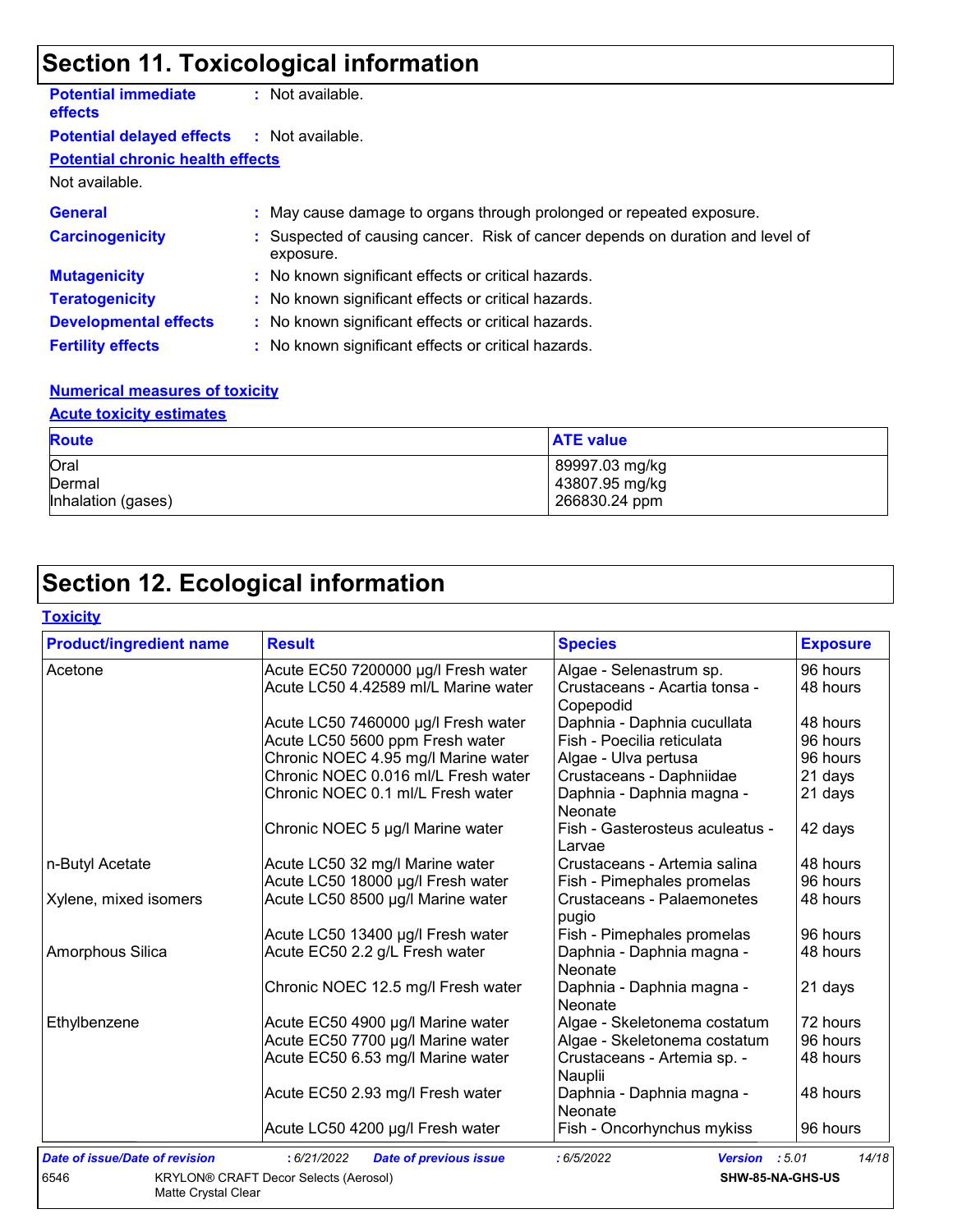## Section 11. Toxicological information

**Potential immediate effects** : Not available.

**Potential delayed effects** : Not available.

**Potential chronic health effects**

Not available.

**General** : May cause damage to organs through prolonged or repeated exposure.

**Carcinogenicity** : Suspected of causing cancer. Risk of cancer depends on duration and level of exposure.

**Mutagenicity** : No known significant effects or critical hazards.

**Teratogenicity** : No known significant effects or critical hazards.

**Developmental effects** : No known significant effects or critical hazards.

**Fertility effects** : No known significant effects or critical hazards.

**Numerical measures of toxicity**

**Acute toxicity estimates**

| Route | ATE value |
|---|---|
| Oral | 89997.03 mg/kg |
| Dermal | 43807.95 mg/kg |
| Inhalation (gases) | 266830.24 ppm |

## Section 12. Ecological information

**Toxicity**

| Product/ingredient name | Result | Species | Exposure |
|---|---|---|---|
| Acetone | Acute EC50 7200000 µg/l Fresh water | Algae - Selenastrum sp. | 96 hours |
| | Acute LC50 4.42589 ml/L Marine water | Crustaceans - Acartia tonsa - Copepodid | 48 hours |
| | Acute LC50 7460000 µg/l Fresh water | Daphnia - Daphnia cucullata | 48 hours |
| | Acute LC50 5600 ppm Fresh water | Fish - Poecilia reticulata | 96 hours |
| | Chronic NOEC 4.95 mg/l Marine water | Algae - Ulva pertusa | 96 hours |
| | Chronic NOEC 0.016 ml/L Fresh water | Crustaceans - Daphniidae | 21 days |
| | Chronic NOEC 0.1 ml/L Fresh water | Daphnia - Daphnia magna - Neonate | 21 days |
| | Chronic NOEC 5 µg/l Marine water | Fish - Gasterosteus aculeatus - Larvae | 42 days |
| n-Butyl Acetate | Acute LC50 32 mg/l Marine water | Crustaceans - Artemia salina | 48 hours |
| | Acute LC50 18000 µg/l Fresh water | Fish - Pimephales promelas | 96 hours |
| Xylene, mixed isomers | Acute LC50 8500 µg/l Marine water | Crustaceans - Palaemonetes pugio | 48 hours |
| | Acute LC50 13400 µg/l Fresh water | Fish - Pimephales promelas | 96 hours |
| Amorphous Silica | Acute EC50 2.2 g/L Fresh water | Daphnia - Daphnia magna - Neonate | 48 hours |
| | Chronic NOEC 12.5 mg/l Fresh water | Daphnia - Daphnia magna - Neonate | 21 days |
| Ethylbenzene | Acute EC50 4900 µg/l Marine water | Algae - Skeletonema costatum | 72 hours |
| | Acute EC50 7700 µg/l Marine water | Algae - Skeletonema costatum | 96 hours |
| | Acute EC50 6.53 mg/l Marine water | Crustaceans - Artemia sp. - Nauplii | 48 hours |
| | Acute EC50 2.93 mg/l Fresh water | Daphnia - Daphnia magna - Neonate | 48 hours |
| | Acute LC50 4200 µg/l Fresh water | Fish - Oncorhynchus mykiss | 96 hours |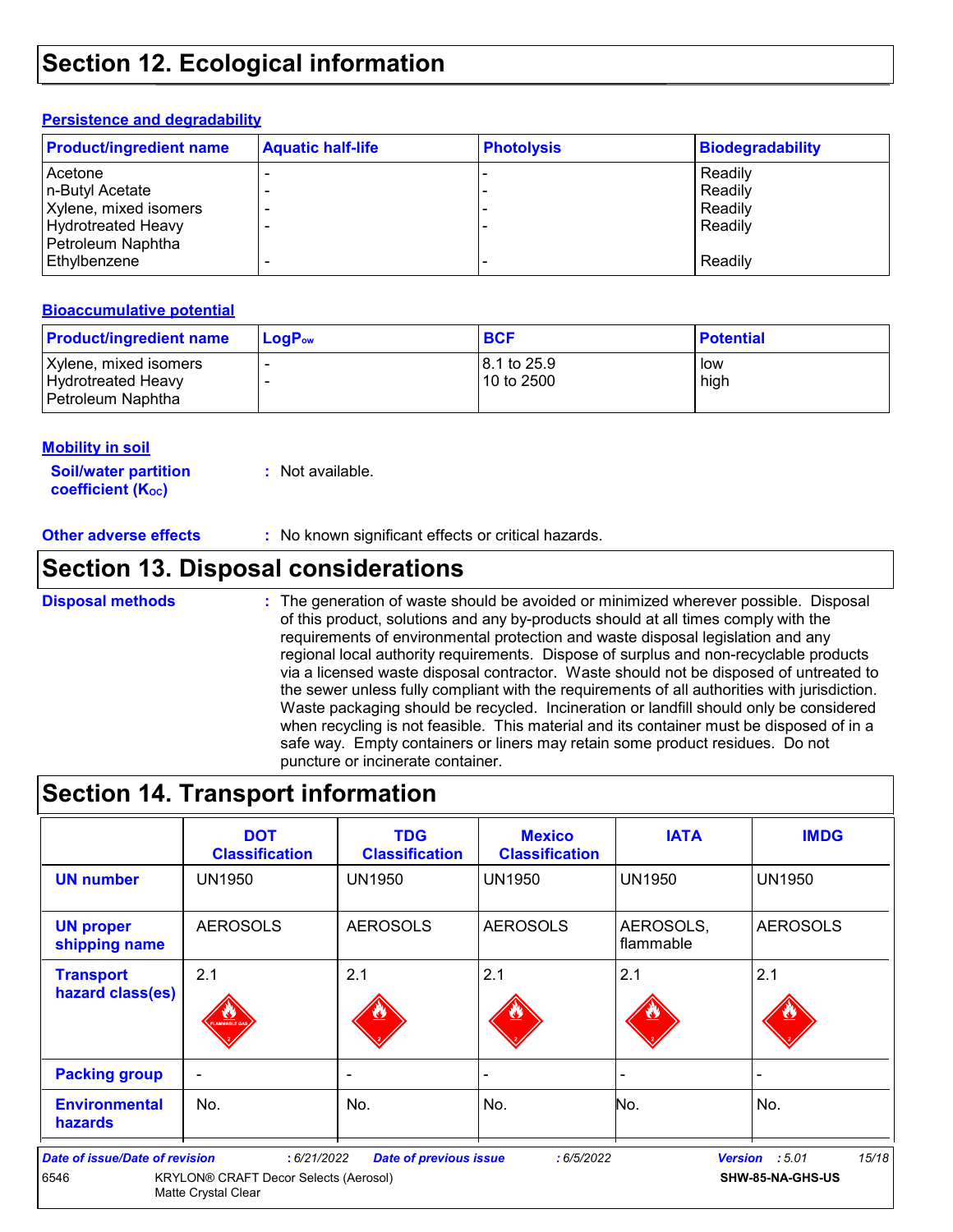# Section 12. Ecological information

### Persistence and degradability

| Product/ingredient name | Aquatic half-life | Photolysis | Biodegradability |
|---|---|---|---|
| Acetone | - | - | Readily |
| n-Butyl Acetate | - | - | Readily |
| Xylene, mixed isomers | - | - | Readily |
| Hydrotreated Heavy Petroleum Naphtha | - | - | Readily |
| Ethylbenzene | - | - | Readily |

### Bioaccumulative potential

| Product/ingredient name | $LogP_{ow}$ | BCF | Potential |
|---|---|---|---|
| Xylene, mixed isomers | - | 8.1 to 25.9 | low |
| Hydrotreated Heavy Petroleum Naphtha | - | 10 to 2500 | high |

### Mobility in soil

**Soil/water partition coefficient ($K_{OC}$)** : Not available.

**Other adverse effects** : No known significant effects or critical hazards.

# Section 13. Disposal considerations

**Disposal methods** : The generation of waste should be avoided or minimized wherever possible. Disposal of this product, solutions and any by-products should at all times comply with the requirements of environmental protection and waste disposal legislation and any regional local authority requirements. Dispose of surplus and non-recyclable products via a licensed waste disposal contractor. Waste should not be disposed of untreated to the sewer unless fully compliant with the requirements of all authorities with jurisdiction. Waste packaging should be recycled. Incineration or landfill should only be considered when recycling is not feasible. This material and its container must be disposed of in a safe way. Empty containers or liners may retain some product residues. Do not puncture or incinerate container.

# Section 14. Transport information

| | DOT Classification | TDG Classification | Mexico Classification | IATA | IMDG |
|---|---|---|---|---|---|
| UN number | UN1950 | UN1950 | UN1950 | UN1950 | UN1950 |
| UN proper shipping name | AEROSOLS | AEROSOLS | AEROSOLS | AEROSOLS, flammable | AEROSOLS |
| Transport hazard class(es) | 2.1 | 2.1 | 2.1 | 2.1 | 2.1 |
| Packing group | - | - | - | - | - |
| Environmental hazards | No. | No. | No. | No. | No. |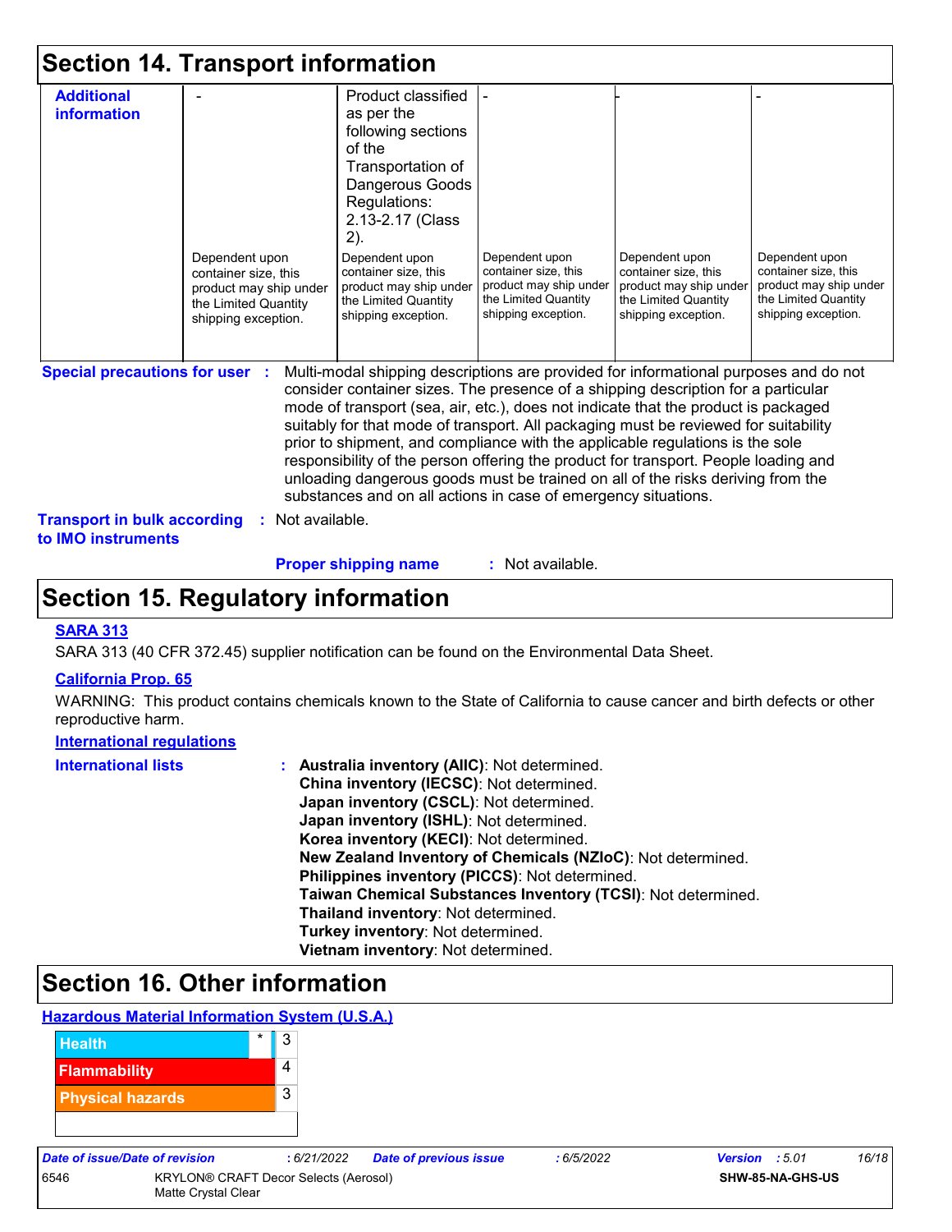## Section 14. Transport information

| Additional information | - | Product classified as per the following sections of the Transportation of Dangerous Goods Regulations: 2.13-2.17 (Class 2). | - | - | - |
|---|---|---|---|---|---|
| | Dependent upon container size, this product may ship under the Limited Quantity shipping exception. | Dependent upon container size, this product may ship under the Limited Quantity shipping exception. | Dependent upon container size, this product may ship under the Limited Quantity shipping exception. | Dependent upon container size, this product may ship under the Limited Quantity shipping exception. | Dependent upon container size, this product may ship under the Limited Quantity shipping exception. |

**Special precautions for user** : Multi-modal shipping descriptions are provided for informational purposes and do not consider container sizes. The presence of a shipping description for a particular mode of transport (sea, air, etc.), does not indicate that the product is packaged suitably for that mode of transport. All packaging must be reviewed for suitability prior to shipment, and compliance with the applicable regulations is the sole responsibility of the person offering the product for transport. People loading and unloading dangerous goods must be trained on all of the risks deriving from the substances and on all actions in case of emergency situations.

**Transport in bulk according to IMO instruments** : Not available.

**Proper shipping name** : Not available.

## Section 15. Regulatory information

**SARA 313**

SARA 313 (40 CFR 372.45) supplier notification can be found on the Environmental Data Sheet.

**California Prop. 65**

WARNING: This product contains chemicals known to the State of California to cause cancer and birth defects or other reproductive harm.

**International regulations**

**International lists** :
**Australia inventory (AIIC)**: Not determined.
**China inventory (IECSC)**: Not determined.
**Japan inventory (CSCL)**: Not determined.
**Japan inventory (ISHL)**: Not determined.
**Korea inventory (KECI)**: Not determined.
**New Zealand Inventory of Chemicals (NZIoC)**: Not determined.
**Philippines inventory (PICCS)**: Not determined.
**Taiwan Chemical Substances Inventory (TCSI)**: Not determined.
**Thailand inventory**: Not determined.
**Turkey inventory**: Not determined.
**Vietnam inventory**: Not determined.

## Section 16. Other information

**Hazardous Material Information System (U.S.A.)**

| | | |
|---|---|---|
| Health | * | 3 |
| Flammability | | 4 |
| Physical hazards | | 3 |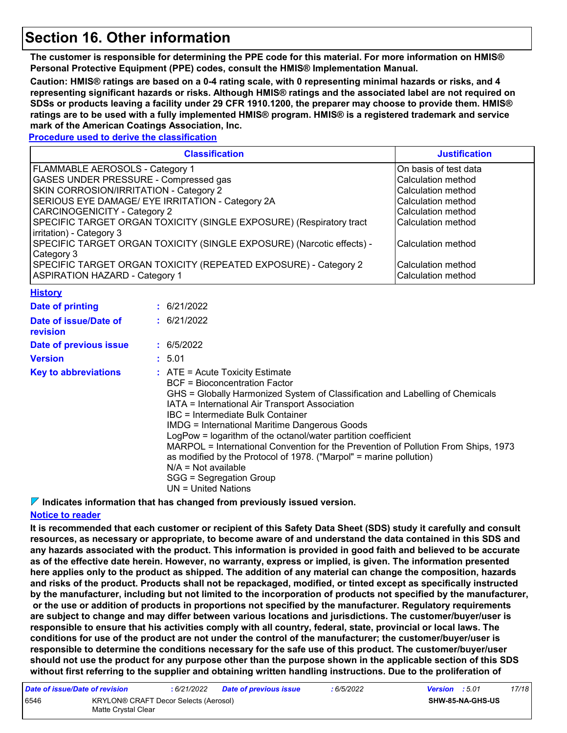# Section 16. Other information

**The customer is responsible for determining the PPE code for this material. For more information on HMIS® Personal Protective Equipment (PPE) codes, consult the HMIS® Implementation Manual.**

**Caution: HMIS® ratings are based on a 0-4 rating scale, with 0 representing minimal hazards or risks, and 4 representing significant hazards or risks. Although HMIS® ratings and the associated label are not required on SDSs or products leaving a facility under 29 CFR 1910.1200, the preparer may choose to provide them. HMIS® ratings are to be used with a fully implemented HMIS® program. HMIS® is a registered trademark and service mark of the American Coatings Association, Inc.**

**Procedure used to derive the classification**

| Classification | Justification |
|---|---|
| FLAMMABLE AEROSOLS - Category 1 | On basis of test data |
| GASES UNDER PRESSURE - Compressed gas | Calculation method |
| SKIN CORROSION/IRRITATION - Category 2 | Calculation method |
| SERIOUS EYE DAMAGE/ EYE IRRITATION - Category 2A | Calculation method |
| CARCINOGENICITY - Category 2 | Calculation method |
| SPECIFIC TARGET ORGAN TOXICITY (SINGLE EXPOSURE) (Respiratory tract irritation) - Category 3 | Calculation method |
| SPECIFIC TARGET ORGAN TOXICITY (SINGLE EXPOSURE) (Narcotic effects) - Category 3 | Calculation method |
| SPECIFIC TARGET ORGAN TOXICITY (REPEATED EXPOSURE) - Category 2 | Calculation method |
| ASPIRATION HAZARD - Category 1 | Calculation method |

**History**

**Date of printing** : 6/21/2022

**Date of issue/Date of revision** : 6/21/2022

**Date of previous issue** : 6/5/2022

**Version** : 5.01

**Key to abbreviations** :
- ATE = Acute Toxicity Estimate
- BCF = Bioconcentration Factor
- GHS = Globally Harmonized System of Classification and Labelling of Chemicals
- IATA = International Air Transport Association
- IBC = Intermediate Bulk Container
- IMDG = International Maritime Dangerous Goods
- LogPow = logarithm of the octanol/water partition coefficient
- MARPOL = International Convention for the Prevention of Pollution From Ships, 1973 as modified by the Protocol of 1978. ("Marpol" = marine pollution)
- N/A = Not available
- SGG = Segregation Group
- UN = United Nations

**Indicates information that has changed from previously issued version.**

**Notice to reader**

**It is recommended that each customer or recipient of this Safety Data Sheet (SDS) study it carefully and consult resources, as necessary or appropriate, to become aware of and understand the data contained in this SDS and any hazards associated with the product. This information is provided in good faith and believed to be accurate as of the effective date herein. However, no warranty, express or implied, is given. The information presented here applies only to the product as shipped. The addition of any material can change the composition, hazards and risks of the product. Products shall not be repackaged, modified, or tinted except as specifically instructed by the manufacturer, including but not limited to the incorporation of products not specified by the manufacturer, or the use or addition of products in proportions not specified by the manufacturer. Regulatory requirements are subject to change and may differ between various locations and jurisdictions. The customer/buyer/user is responsible to ensure that his activities comply with all country, federal, state, provincial or local laws. The conditions for use of the product are not under the control of the manufacturer; the customer/buyer/user is responsible to determine the conditions necessary for the safe use of this product. The customer/buyer/user should not use the product for any purpose other than the purpose shown in the applicable section of this SDS without first referring to the supplier and obtaining written handling instructions. Due to the proliferation of**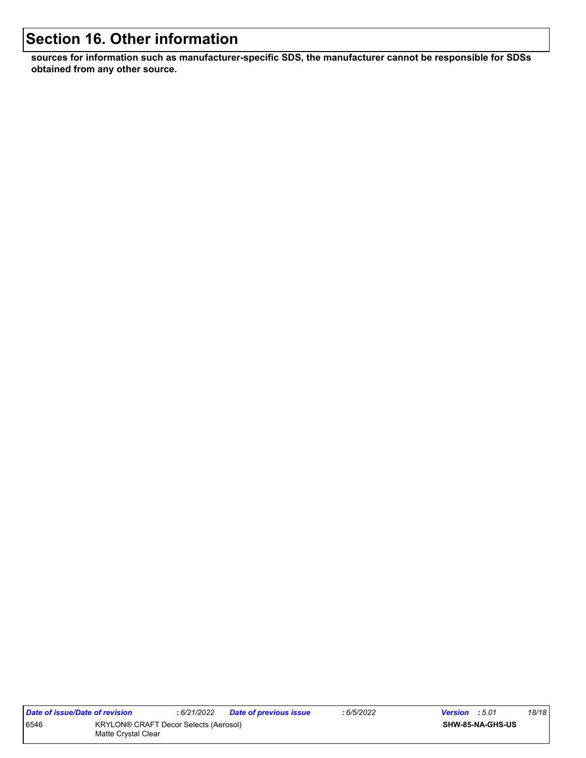# Section 16. Other information

**sources for information such as manufacturer-specific SDS, the manufacturer cannot be responsible for SDSs obtained from any other source.**